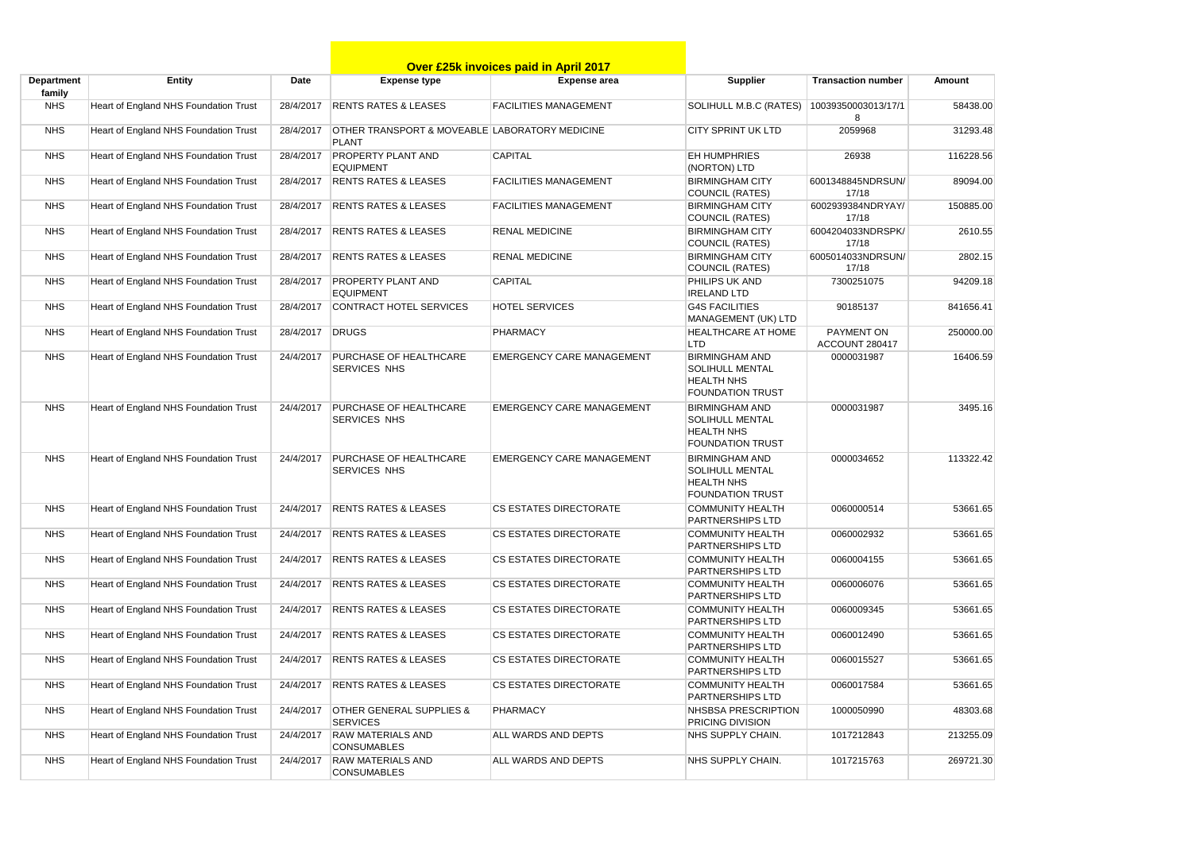# Over £25k invoices paid in April 2017

| Department family | Entity | Date | Expense type | Expense area | Supplier | Transaction number | Amount |
|---|---|---|---|---|---|---|---|
| NHS | Heart of England NHS Foundation Trust | 28/4/2017 | RENTS RATES & LEASES | FACILITIES MANAGEMENT | SOLIHULL M.B.C (RATES) | 10039350003013/17/18 | 58438.00 |
| NHS | Heart of England NHS Foundation Trust | 28/4/2017 | OTHER TRANSPORT & MOVEABLE PLANT | LABORATORY MEDICINE | CITY SPRINT UK LTD | 2059968 | 31293.48 |
| NHS | Heart of England NHS Foundation Trust | 28/4/2017 | PROPERTY PLANT AND EQUIPMENT | CAPITAL | EH HUMPHRIES (NORTON) LTD | 26938 | 116228.56 |
| NHS | Heart of England NHS Foundation Trust | 28/4/2017 | RENTS RATES & LEASES | FACILITIES MANAGEMENT | BIRMINGHAM CITY COUNCIL (RATES) | 6001348845NDRSUN/17/18 | 89094.00 |
| NHS | Heart of England NHS Foundation Trust | 28/4/2017 | RENTS RATES & LEASES | FACILITIES MANAGEMENT | BIRMINGHAM CITY COUNCIL (RATES) | 6002939384NDRYAY/17/18 | 150885.00 |
| NHS | Heart of England NHS Foundation Trust | 28/4/2017 | RENTS RATES & LEASES | RENAL MEDICINE | BIRMINGHAM CITY COUNCIL (RATES) | 6004204033NDRSPK/17/18 | 2610.55 |
| NHS | Heart of England NHS Foundation Trust | 28/4/2017 | RENTS RATES & LEASES | RENAL MEDICINE | BIRMINGHAM CITY COUNCIL (RATES) | 6005014033NDRSUN/17/18 | 2802.15 |
| NHS | Heart of England NHS Foundation Trust | 28/4/2017 | PROPERTY PLANT AND EQUIPMENT | CAPITAL | PHILIPS UK AND IRELAND LTD | 7300251075 | 94209.18 |
| NHS | Heart of England NHS Foundation Trust | 28/4/2017 | CONTRACT HOTEL SERVICES | HOTEL SERVICES | G4S FACILITIES MANAGEMENT (UK) LTD | 90185137 | 841656.41 |
| NHS | Heart of England NHS Foundation Trust | 28/4/2017 | DRUGS | PHARMACY | HEALTHCARE AT HOME LTD | PAYMENT ON ACCOUNT 280417 | 250000.00 |
| NHS | Heart of England NHS Foundation Trust | 24/4/2017 | PURCHASE OF HEALTHCARE SERVICES NHS | EMERGENCY CARE MANAGEMENT | BIRMINGHAM AND SOLIHULL MENTAL HEALTH NHS FOUNDATION TRUST | 0000031987 | 16406.59 |
| NHS | Heart of England NHS Foundation Trust | 24/4/2017 | PURCHASE OF HEALTHCARE SERVICES NHS | EMERGENCY CARE MANAGEMENT | BIRMINGHAM AND SOLIHULL MENTAL HEALTH NHS FOUNDATION TRUST | 0000031987 | 3495.16 |
| NHS | Heart of England NHS Foundation Trust | 24/4/2017 | PURCHASE OF HEALTHCARE SERVICES NHS | EMERGENCY CARE MANAGEMENT | BIRMINGHAM AND SOLIHULL MENTAL HEALTH NHS FOUNDATION TRUST | 0000034652 | 113322.42 |
| NHS | Heart of England NHS Foundation Trust | 24/4/2017 | RENTS RATES & LEASES | CS ESTATES DIRECTORATE | COMMUNITY HEALTH PARTNERSHIPS LTD | 0060000514 | 53661.65 |
| NHS | Heart of England NHS Foundation Trust | 24/4/2017 | RENTS RATES & LEASES | CS ESTATES DIRECTORATE | COMMUNITY HEALTH PARTNERSHIPS LTD | 0060002932 | 53661.65 |
| NHS | Heart of England NHS Foundation Trust | 24/4/2017 | RENTS RATES & LEASES | CS ESTATES DIRECTORATE | COMMUNITY HEALTH PARTNERSHIPS LTD | 0060004155 | 53661.65 |
| NHS | Heart of England NHS Foundation Trust | 24/4/2017 | RENTS RATES & LEASES | CS ESTATES DIRECTORATE | COMMUNITY HEALTH PARTNERSHIPS LTD | 0060006076 | 53661.65 |
| NHS | Heart of England NHS Foundation Trust | 24/4/2017 | RENTS RATES & LEASES | CS ESTATES DIRECTORATE | COMMUNITY HEALTH PARTNERSHIPS LTD | 0060009345 | 53661.65 |
| NHS | Heart of England NHS Foundation Trust | 24/4/2017 | RENTS RATES & LEASES | CS ESTATES DIRECTORATE | COMMUNITY HEALTH PARTNERSHIPS LTD | 0060012490 | 53661.65 |
| NHS | Heart of England NHS Foundation Trust | 24/4/2017 | RENTS RATES & LEASES | CS ESTATES DIRECTORATE | COMMUNITY HEALTH PARTNERSHIPS LTD | 0060015527 | 53661.65 |
| NHS | Heart of England NHS Foundation Trust | 24/4/2017 | RENTS RATES & LEASES | CS ESTATES DIRECTORATE | COMMUNITY HEALTH PARTNERSHIPS LTD | 0060017584 | 53661.65 |
| NHS | Heart of England NHS Foundation Trust | 24/4/2017 | OTHER GENERAL SUPPLIES & SERVICES | PHARMACY | NHSBSA PRESCRIPTION PRICING DIVISION | 1000050990 | 48303.68 |
| NHS | Heart of England NHS Foundation Trust | 24/4/2017 | RAW MATERIALS AND CONSUMABLES | ALL WARDS AND DEPTS | NHS SUPPLY CHAIN. | 1017212843 | 213255.09 |
| NHS | Heart of England NHS Foundation Trust | 24/4/2017 | RAW MATERIALS AND CONSUMABLES | ALL WARDS AND DEPTS | NHS SUPPLY CHAIN. | 1017215763 | 269721.30 |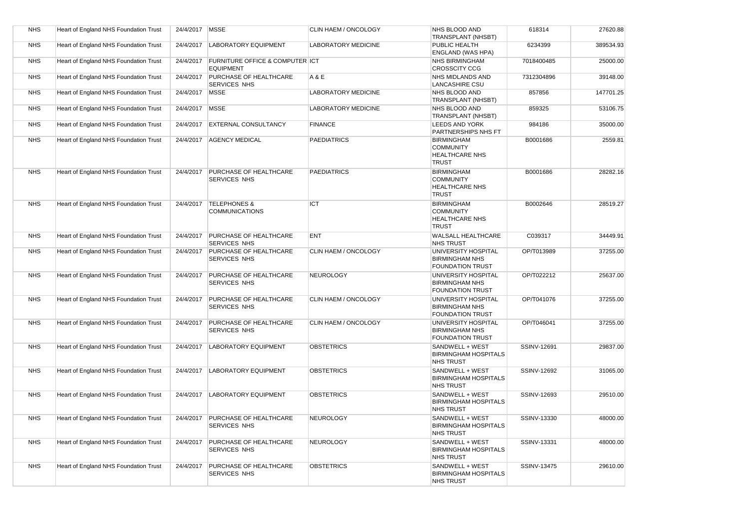| | | | | | | | |
|---|---|---|---|---|---|---|---|
| NHS | Heart of England NHS Foundation Trust | 24/4/2017 | MSSE | CLIN HAEM / ONCOLOGY | NHS BLOOD AND TRANSPLANT (NHSBT) | 618314 | 27620.88 |
| NHS | Heart of England NHS Foundation Trust | 24/4/2017 | LABORATORY EQUIPMENT | LABORATORY MEDICINE | PUBLIC HEALTH ENGLAND (WAS HPA) | 6234399 | 389534.93 |
| NHS | Heart of England NHS Foundation Trust | 24/4/2017 | FURNITURE OFFICE & COMPUTER EQUIPMENT | ICT | NHS BIRMINGHAM CROSSCITY CCG | 7018400485 | 25000.00 |
| NHS | Heart of England NHS Foundation Trust | 24/4/2017 | PURCHASE OF HEALTHCARE SERVICES NHS | A & E | NHS MIDLANDS AND LANCASHIRE CSU | 7312304896 | 39148.00 |
| NHS | Heart of England NHS Foundation Trust | 24/4/2017 | MSSE | LABORATORY MEDICINE | NHS BLOOD AND TRANSPLANT (NHSBT) | 857856 | 147701.25 |
| NHS | Heart of England NHS Foundation Trust | 24/4/2017 | MSSE | LABORATORY MEDICINE | NHS BLOOD AND TRANSPLANT (NHSBT) | 859325 | 53106.75 |
| NHS | Heart of England NHS Foundation Trust | 24/4/2017 | EXTERNAL CONSULTANCY | FINANCE | LEEDS AND YORK PARTNERSHIPS NHS FT | 984186 | 35000.00 |
| NHS | Heart of England NHS Foundation Trust | 24/4/2017 | AGENCY MEDICAL | PAEDIATRICS | BIRMINGHAM COMMUNITY HEALTHCARE NHS TRUST | B0001686 | 2559.81 |
| NHS | Heart of England NHS Foundation Trust | 24/4/2017 | PURCHASE OF HEALTHCARE SERVICES NHS | PAEDIATRICS | BIRMINGHAM COMMUNITY HEALTHCARE NHS TRUST | B0001686 | 28282.16 |
| NHS | Heart of England NHS Foundation Trust | 24/4/2017 | TELEPHONES & COMMUNICATIONS | ICT | BIRMINGHAM COMMUNITY HEALTHCARE NHS TRUST | B0002646 | 28519.27 |
| NHS | Heart of England NHS Foundation Trust | 24/4/2017 | PURCHASE OF HEALTHCARE SERVICES NHS | ENT | WALSALL HEALTHCARE NHS TRUST | C039317 | 34449.91 |
| NHS | Heart of England NHS Foundation Trust | 24/4/2017 | PURCHASE OF HEALTHCARE SERVICES NHS | CLIN HAEM / ONCOLOGY | UNIVERSITY HOSPITAL BIRMINGHAM NHS FOUNDATION TRUST | OP/T013989 | 37255.00 |
| NHS | Heart of England NHS Foundation Trust | 24/4/2017 | PURCHASE OF HEALTHCARE SERVICES NHS | NEUROLOGY | UNIVERSITY HOSPITAL BIRMINGHAM NHS FOUNDATION TRUST | OP/T022212 | 25637.00 |
| NHS | Heart of England NHS Foundation Trust | 24/4/2017 | PURCHASE OF HEALTHCARE SERVICES NHS | CLIN HAEM / ONCOLOGY | UNIVERSITY HOSPITAL BIRMINGHAM NHS FOUNDATION TRUST | OP/T041076 | 37255.00 |
| NHS | Heart of England NHS Foundation Trust | 24/4/2017 | PURCHASE OF HEALTHCARE SERVICES NHS | CLIN HAEM / ONCOLOGY | UNIVERSITY HOSPITAL BIRMINGHAM NHS FOUNDATION TRUST | OP/T046041 | 37255.00 |
| NHS | Heart of England NHS Foundation Trust | 24/4/2017 | LABORATORY EQUIPMENT | OBSTETRICS | SANDWELL + WEST BIRMINGHAM HOSPITALS NHS TRUST | SSINV-12691 | 29837.00 |
| NHS | Heart of England NHS Foundation Trust | 24/4/2017 | LABORATORY EQUIPMENT | OBSTETRICS | SANDWELL + WEST BIRMINGHAM HOSPITALS NHS TRUST | SSINV-12692 | 31065.00 |
| NHS | Heart of England NHS Foundation Trust | 24/4/2017 | LABORATORY EQUIPMENT | OBSTETRICS | SANDWELL + WEST BIRMINGHAM HOSPITALS NHS TRUST | SSINV-12693 | 29510.00 |
| NHS | Heart of England NHS Foundation Trust | 24/4/2017 | PURCHASE OF HEALTHCARE SERVICES NHS | NEUROLOGY | SANDWELL + WEST BIRMINGHAM HOSPITALS NHS TRUST | SSINV-13330 | 48000.00 |
| NHS | Heart of England NHS Foundation Trust | 24/4/2017 | PURCHASE OF HEALTHCARE SERVICES NHS | NEUROLOGY | SANDWELL + WEST BIRMINGHAM HOSPITALS NHS TRUST | SSINV-13331 | 48000.00 |
| NHS | Heart of England NHS Foundation Trust | 24/4/2017 | PURCHASE OF HEALTHCARE SERVICES NHS | OBSTETRICS | SANDWELL + WEST BIRMINGHAM HOSPITALS NHS TRUST | SSINV-13475 | 29610.00 |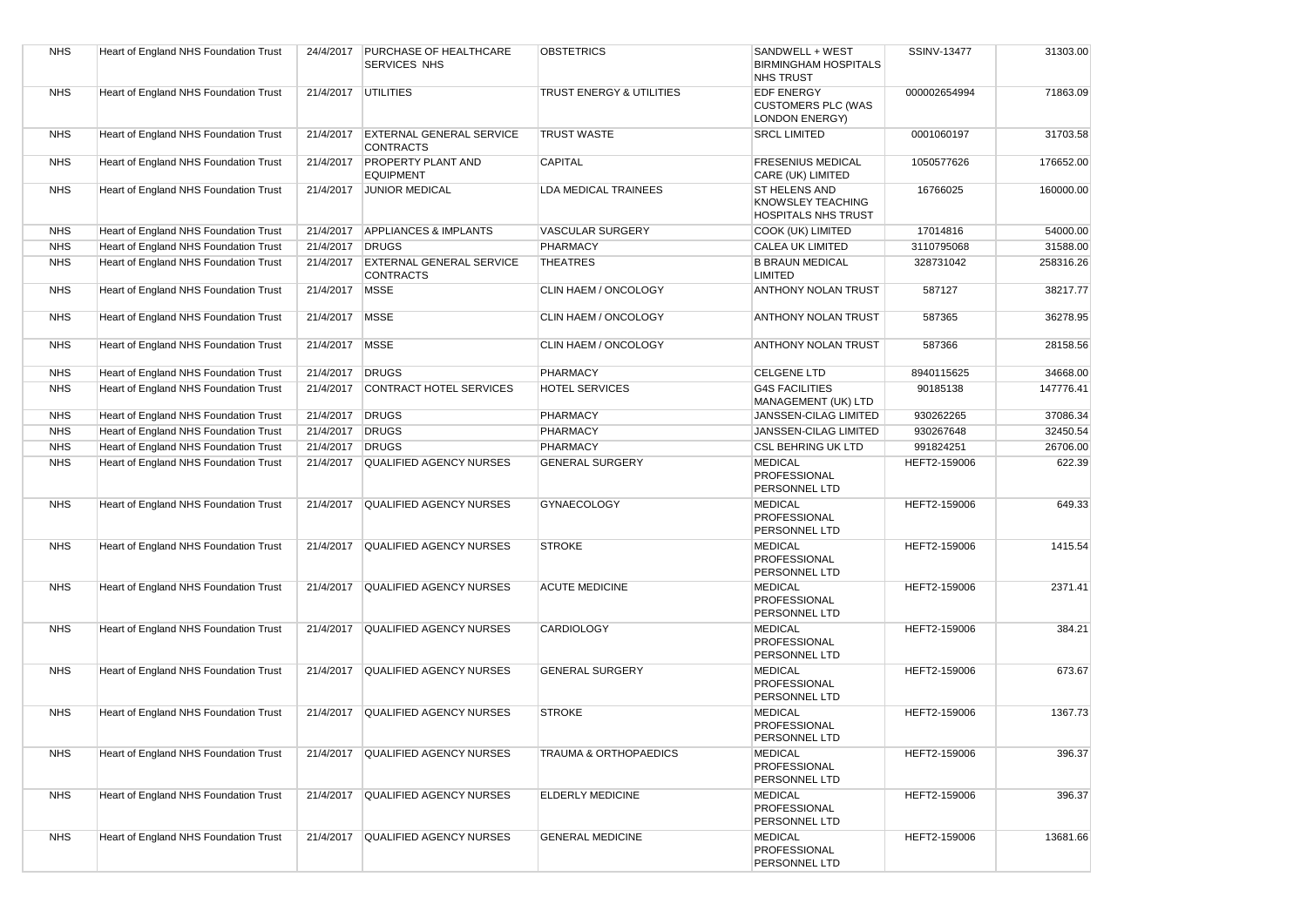| NHS | Heart of England NHS Foundation Trust | 24/4/2017 | PURCHASE OF HEALTHCARE SERVICES NHS | OBSTETRICS | SANDWELL + WEST BIRMINGHAM HOSPITALS NHS TRUST | SSINV-13477 | 31303.00 |
|---|---|---|---|---|---|---|---|
| NHS | Heart of England NHS Foundation Trust | 21/4/2017 | UTILITIES | TRUST ENERGY & UTILITIES | EDF ENERGY CUSTOMERS PLC (WAS LONDON ENERGY) | 000002654994 | 71863.09 |
| NHS | Heart of England NHS Foundation Trust | 21/4/2017 | EXTERNAL GENERAL SERVICE CONTRACTS | TRUST WASTE | SRCL LIMITED | 0001060197 | 31703.58 |
| NHS | Heart of England NHS Foundation Trust | 21/4/2017 | PROPERTY PLANT AND EQUIPMENT | CAPITAL | FRESENIUS MEDICAL CARE (UK) LIMITED | 1050577626 | 176652.00 |
| NHS | Heart of England NHS Foundation Trust | 21/4/2017 | JUNIOR MEDICAL | LDA MEDICAL TRAINEES | ST HELENS AND KNOWSLEY TEACHING HOSPITALS NHS TRUST | 16766025 | 160000.00 |
| NHS | Heart of England NHS Foundation Trust | 21/4/2017 | APPLIANCES & IMPLANTS | VASCULAR SURGERY | COOK (UK) LIMITED | 17014816 | 54000.00 |
| NHS | Heart of England NHS Foundation Trust | 21/4/2017 | DRUGS | PHARMACY | CALEA UK LIMITED | 3110795068 | 31588.00 |
| NHS | Heart of England NHS Foundation Trust | 21/4/2017 | EXTERNAL GENERAL SERVICE CONTRACTS | THEATRES | B BRAUN MEDICAL LIMITED | 328731042 | 258316.26 |
| NHS | Heart of England NHS Foundation Trust | 21/4/2017 | MSSE | CLIN HAEM / ONCOLOGY | ANTHONY NOLAN TRUST | 587127 | 38217.77 |
| NHS | Heart of England NHS Foundation Trust | 21/4/2017 | MSSE | CLIN HAEM / ONCOLOGY | ANTHONY NOLAN TRUST | 587365 | 36278.95 |
| NHS | Heart of England NHS Foundation Trust | 21/4/2017 | MSSE | CLIN HAEM / ONCOLOGY | ANTHONY NOLAN TRUST | 587366 | 28158.56 |
| NHS | Heart of England NHS Foundation Trust | 21/4/2017 | DRUGS | PHARMACY | CELGENE LTD | 8940115625 | 34668.00 |
| NHS | Heart of England NHS Foundation Trust | 21/4/2017 | CONTRACT HOTEL SERVICES | HOTEL SERVICES | G4S FACILITIES MANAGEMENT (UK) LTD | 90185138 | 147776.41 |
| NHS | Heart of England NHS Foundation Trust | 21/4/2017 | DRUGS | PHARMACY | JANSSEN-CILAG LIMITED | 930262265 | 37086.34 |
| NHS | Heart of England NHS Foundation Trust | 21/4/2017 | DRUGS | PHARMACY | JANSSEN-CILAG LIMITED | 930267648 | 32450.54 |
| NHS | Heart of England NHS Foundation Trust | 21/4/2017 | DRUGS | PHARMACY | CSL BEHRING UK LTD | 991824251 | 26706.00 |
| NHS | Heart of England NHS Foundation Trust | 21/4/2017 | QUALIFIED AGENCY NURSES | GENERAL SURGERY | MEDICAL PROFESSIONAL PERSONNEL LTD | HEFT2-159006 | 622.39 |
| NHS | Heart of England NHS Foundation Trust | 21/4/2017 | QUALIFIED AGENCY NURSES | GYNAECOLOGY | MEDICAL PROFESSIONAL PERSONNEL LTD | HEFT2-159006 | 649.33 |
| NHS | Heart of England NHS Foundation Trust | 21/4/2017 | QUALIFIED AGENCY NURSES | STROKE | MEDICAL PROFESSIONAL PERSONNEL LTD | HEFT2-159006 | 1415.54 |
| NHS | Heart of England NHS Foundation Trust | 21/4/2017 | QUALIFIED AGENCY NURSES | ACUTE MEDICINE | MEDICAL PROFESSIONAL PERSONNEL LTD | HEFT2-159006 | 2371.41 |
| NHS | Heart of England NHS Foundation Trust | 21/4/2017 | QUALIFIED AGENCY NURSES | CARDIOLOGY | MEDICAL PROFESSIONAL PERSONNEL LTD | HEFT2-159006 | 384.21 |
| NHS | Heart of England NHS Foundation Trust | 21/4/2017 | QUALIFIED AGENCY NURSES | GENERAL SURGERY | MEDICAL PROFESSIONAL PERSONNEL LTD | HEFT2-159006 | 673.67 |
| NHS | Heart of England NHS Foundation Trust | 21/4/2017 | QUALIFIED AGENCY NURSES | STROKE | MEDICAL PROFESSIONAL PERSONNEL LTD | HEFT2-159006 | 1367.73 |
| NHS | Heart of England NHS Foundation Trust | 21/4/2017 | QUALIFIED AGENCY NURSES | TRAUMA & ORTHOPAEDICS | MEDICAL PROFESSIONAL PERSONNEL LTD | HEFT2-159006 | 396.37 |
| NHS | Heart of England NHS Foundation Trust | 21/4/2017 | QUALIFIED AGENCY NURSES | ELDERLY MEDICINE | MEDICAL PROFESSIONAL PERSONNEL LTD | HEFT2-159006 | 396.37 |
| NHS | Heart of England NHS Foundation Trust | 21/4/2017 | QUALIFIED AGENCY NURSES | GENERAL MEDICINE | MEDICAL PROFESSIONAL PERSONNEL LTD | HEFT2-159006 | 13681.66 |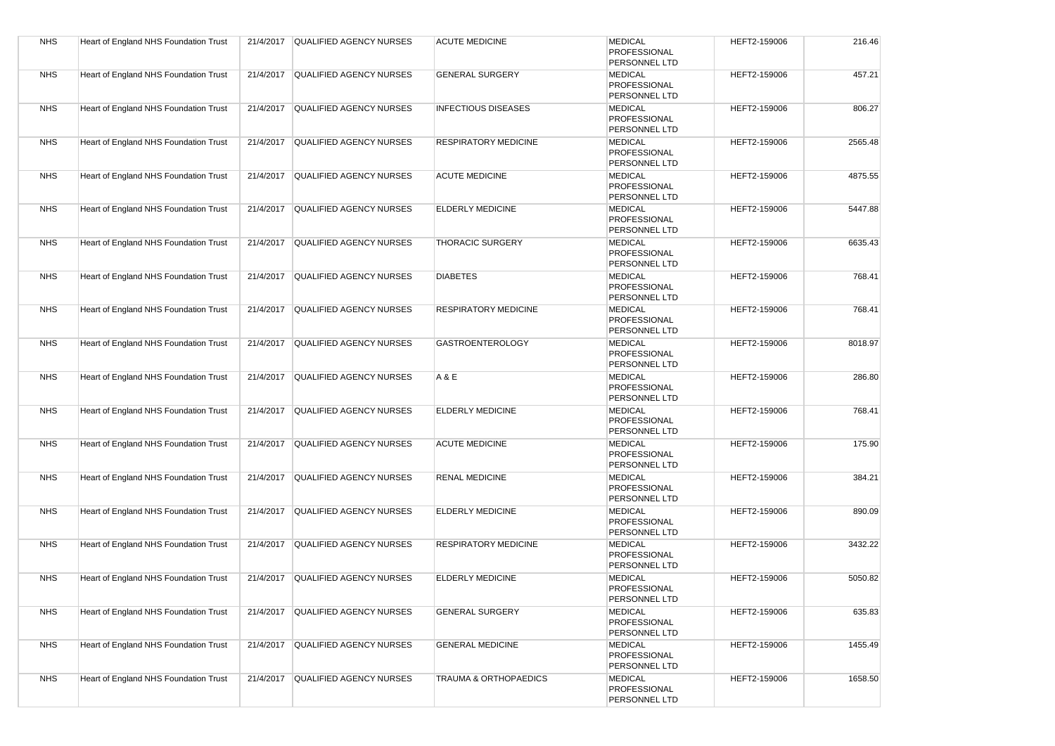| NHS | Heart of England NHS Foundation Trust | 21/4/2017 | QUALIFIED AGENCY NURSES | ACUTE MEDICINE | MEDICAL PROFESSIONAL PERSONNEL LTD | HEFT2-159006 | 216.46 |
|---|---|---|---|---|---|---|---|
| NHS | Heart of England NHS Foundation Trust | 21/4/2017 | QUALIFIED AGENCY NURSES | GENERAL SURGERY | MEDICAL PROFESSIONAL PERSONNEL LTD | HEFT2-159006 | 457.21 |
| NHS | Heart of England NHS Foundation Trust | 21/4/2017 | QUALIFIED AGENCY NURSES | INFECTIOUS DISEASES | MEDICAL PROFESSIONAL PERSONNEL LTD | HEFT2-159006 | 806.27 |
| NHS | Heart of England NHS Foundation Trust | 21/4/2017 | QUALIFIED AGENCY NURSES | RESPIRATORY MEDICINE | MEDICAL PROFESSIONAL PERSONNEL LTD | HEFT2-159006 | 2565.48 |
| NHS | Heart of England NHS Foundation Trust | 21/4/2017 | QUALIFIED AGENCY NURSES | ACUTE MEDICINE | MEDICAL PROFESSIONAL PERSONNEL LTD | HEFT2-159006 | 4875.55 |
| NHS | Heart of England NHS Foundation Trust | 21/4/2017 | QUALIFIED AGENCY NURSES | ELDERLY MEDICINE | MEDICAL PROFESSIONAL PERSONNEL LTD | HEFT2-159006 | 5447.88 |
| NHS | Heart of England NHS Foundation Trust | 21/4/2017 | QUALIFIED AGENCY NURSES | THORACIC SURGERY | MEDICAL PROFESSIONAL PERSONNEL LTD | HEFT2-159006 | 6635.43 |
| NHS | Heart of England NHS Foundation Trust | 21/4/2017 | QUALIFIED AGENCY NURSES | DIABETES | MEDICAL PROFESSIONAL PERSONNEL LTD | HEFT2-159006 | 768.41 |
| NHS | Heart of England NHS Foundation Trust | 21/4/2017 | QUALIFIED AGENCY NURSES | RESPIRATORY MEDICINE | MEDICAL PROFESSIONAL PERSONNEL LTD | HEFT2-159006 | 768.41 |
| NHS | Heart of England NHS Foundation Trust | 21/4/2017 | QUALIFIED AGENCY NURSES | GASTROENTEROLOGY | MEDICAL PROFESSIONAL PERSONNEL LTD | HEFT2-159006 | 8018.97 |
| NHS | Heart of England NHS Foundation Trust | 21/4/2017 | QUALIFIED AGENCY NURSES | A & E | MEDICAL PROFESSIONAL PERSONNEL LTD | HEFT2-159006 | 286.80 |
| NHS | Heart of England NHS Foundation Trust | 21/4/2017 | QUALIFIED AGENCY NURSES | ELDERLY MEDICINE | MEDICAL PROFESSIONAL PERSONNEL LTD | HEFT2-159006 | 768.41 |
| NHS | Heart of England NHS Foundation Trust | 21/4/2017 | QUALIFIED AGENCY NURSES | ACUTE MEDICINE | MEDICAL PROFESSIONAL PERSONNEL LTD | HEFT2-159006 | 175.90 |
| NHS | Heart of England NHS Foundation Trust | 21/4/2017 | QUALIFIED AGENCY NURSES | RENAL MEDICINE | MEDICAL PROFESSIONAL PERSONNEL LTD | HEFT2-159006 | 384.21 |
| NHS | Heart of England NHS Foundation Trust | 21/4/2017 | QUALIFIED AGENCY NURSES | ELDERLY MEDICINE | MEDICAL PROFESSIONAL PERSONNEL LTD | HEFT2-159006 | 890.09 |
| NHS | Heart of England NHS Foundation Trust | 21/4/2017 | QUALIFIED AGENCY NURSES | RESPIRATORY MEDICINE | MEDICAL PROFESSIONAL PERSONNEL LTD | HEFT2-159006 | 3432.22 |
| NHS | Heart of England NHS Foundation Trust | 21/4/2017 | QUALIFIED AGENCY NURSES | ELDERLY MEDICINE | MEDICAL PROFESSIONAL PERSONNEL LTD | HEFT2-159006 | 5050.82 |
| NHS | Heart of England NHS Foundation Trust | 21/4/2017 | QUALIFIED AGENCY NURSES | GENERAL SURGERY | MEDICAL PROFESSIONAL PERSONNEL LTD | HEFT2-159006 | 635.83 |
| NHS | Heart of England NHS Foundation Trust | 21/4/2017 | QUALIFIED AGENCY NURSES | GENERAL MEDICINE | MEDICAL PROFESSIONAL PERSONNEL LTD | HEFT2-159006 | 1455.49 |
| NHS | Heart of England NHS Foundation Trust | 21/4/2017 | QUALIFIED AGENCY NURSES | TRAUMA & ORTHOPAEDICS | MEDICAL PROFESSIONAL PERSONNEL LTD | HEFT2-159006 | 1658.50 |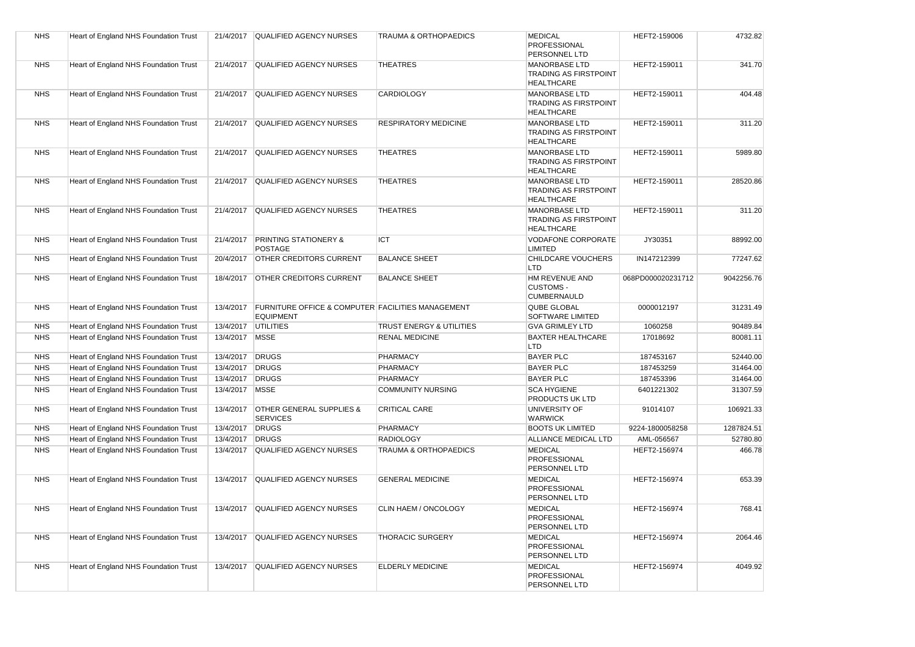| NHS | Heart of England NHS Foundation Trust | 21/4/2017 | QUALIFIED AGENCY NURSES | TRAUMA & ORTHOPAEDICS | MEDICAL PROFESSIONAL PERSONNEL LTD | HEFT2-159006 | 4732.82 |
|---|---|---|---|---|---|---|---|
| NHS | Heart of England NHS Foundation Trust | 21/4/2017 | QUALIFIED AGENCY NURSES | THEATRES | MANORBASE LTD TRADING AS FIRSTPOINT HEALTHCARE | HEFT2-159011 | 341.70 |
| NHS | Heart of England NHS Foundation Trust | 21/4/2017 | QUALIFIED AGENCY NURSES | CARDIOLOGY | MANORBASE LTD TRADING AS FIRSTPOINT HEALTHCARE | HEFT2-159011 | 404.48 |
| NHS | Heart of England NHS Foundation Trust | 21/4/2017 | QUALIFIED AGENCY NURSES | RESPIRATORY MEDICINE | MANORBASE LTD TRADING AS FIRSTPOINT HEALTHCARE | HEFT2-159011 | 311.20 |
| NHS | Heart of England NHS Foundation Trust | 21/4/2017 | QUALIFIED AGENCY NURSES | THEATRES | MANORBASE LTD TRADING AS FIRSTPOINT HEALTHCARE | HEFT2-159011 | 5989.80 |
| NHS | Heart of England NHS Foundation Trust | 21/4/2017 | QUALIFIED AGENCY NURSES | THEATRES | MANORBASE LTD TRADING AS FIRSTPOINT HEALTHCARE | HEFT2-159011 | 28520.86 |
| NHS | Heart of England NHS Foundation Trust | 21/4/2017 | QUALIFIED AGENCY NURSES | THEATRES | MANORBASE LTD TRADING AS FIRSTPOINT HEALTHCARE | HEFT2-159011 | 311.20 |
| NHS | Heart of England NHS Foundation Trust | 21/4/2017 | PRINTING STATIONERY & POSTAGE | ICT | VODAFONE CORPORATE LIMITED | JY30351 | 88992.00 |
| NHS | Heart of England NHS Foundation Trust | 20/4/2017 | OTHER CREDITORS CURRENT | BALANCE SHEET | CHILDCARE VOUCHERS LTD | IN147212399 | 77247.62 |
| NHS | Heart of England NHS Foundation Trust | 18/4/2017 | OTHER CREDITORS CURRENT | BALANCE SHEET | HM REVENUE AND CUSTOMS - CUMBERNAULD | 068PD000020231712 | 9042256.76 |
| NHS | Heart of England NHS Foundation Trust | 13/4/2017 | FURNITURE OFFICE & COMPUTER EQUIPMENT | FACILITIES MANAGEMENT | QUBE GLOBAL SOFTWARE LIMITED | 0000012197 | 31231.49 |
| NHS | Heart of England NHS Foundation Trust | 13/4/2017 | UTILITIES | TRUST ENERGY & UTILITIES | GVA GRIMLEY LTD | 1060258 | 90489.84 |
| NHS | Heart of England NHS Foundation Trust | 13/4/2017 | MSSE | RENAL MEDICINE | BAXTER HEALTHCARE LTD | 17018692 | 80081.11 |
| NHS | Heart of England NHS Foundation Trust | 13/4/2017 | DRUGS | PHARMACY | BAYER PLC | 187453167 | 52440.00 |
| NHS | Heart of England NHS Foundation Trust | 13/4/2017 | DRUGS | PHARMACY | BAYER PLC | 187453259 | 31464.00 |
| NHS | Heart of England NHS Foundation Trust | 13/4/2017 | DRUGS | PHARMACY | BAYER PLC | 187453396 | 31464.00 |
| NHS | Heart of England NHS Foundation Trust | 13/4/2017 | MSSE | COMMUNITY NURSING | SCA HYGIENE PRODUCTS UK LTD | 6401221302 | 31307.59 |
| NHS | Heart of England NHS Foundation Trust | 13/4/2017 | OTHER GENERAL SUPPLIES & SERVICES | CRITICAL CARE | UNIVERSITY OF WARWICK | 91014107 | 106921.33 |
| NHS | Heart of England NHS Foundation Trust | 13/4/2017 | DRUGS | PHARMACY | BOOTS UK LIMITED | 9224-1800058258 | 1287824.51 |
| NHS | Heart of England NHS Foundation Trust | 13/4/2017 | DRUGS | RADIOLOGY | ALLIANCE MEDICAL LTD | AML-056567 | 52780.80 |
| NHS | Heart of England NHS Foundation Trust | 13/4/2017 | QUALIFIED AGENCY NURSES | TRAUMA & ORTHOPAEDICS | MEDICAL PROFESSIONAL PERSONNEL LTD | HEFT2-156974 | 466.78 |
| NHS | Heart of England NHS Foundation Trust | 13/4/2017 | QUALIFIED AGENCY NURSES | GENERAL MEDICINE | MEDICAL PROFESSIONAL PERSONNEL LTD | HEFT2-156974 | 653.39 |
| NHS | Heart of England NHS Foundation Trust | 13/4/2017 | QUALIFIED AGENCY NURSES | CLIN HAEM / ONCOLOGY | MEDICAL PROFESSIONAL PERSONNEL LTD | HEFT2-156974 | 768.41 |
| NHS | Heart of England NHS Foundation Trust | 13/4/2017 | QUALIFIED AGENCY NURSES | THORACIC SURGERY | MEDICAL PROFESSIONAL PERSONNEL LTD | HEFT2-156974 | 2064.46 |
| NHS | Heart of England NHS Foundation Trust | 13/4/2017 | QUALIFIED AGENCY NURSES | ELDERLY MEDICINE | MEDICAL PROFESSIONAL PERSONNEL LTD | HEFT2-156974 | 4049.92 |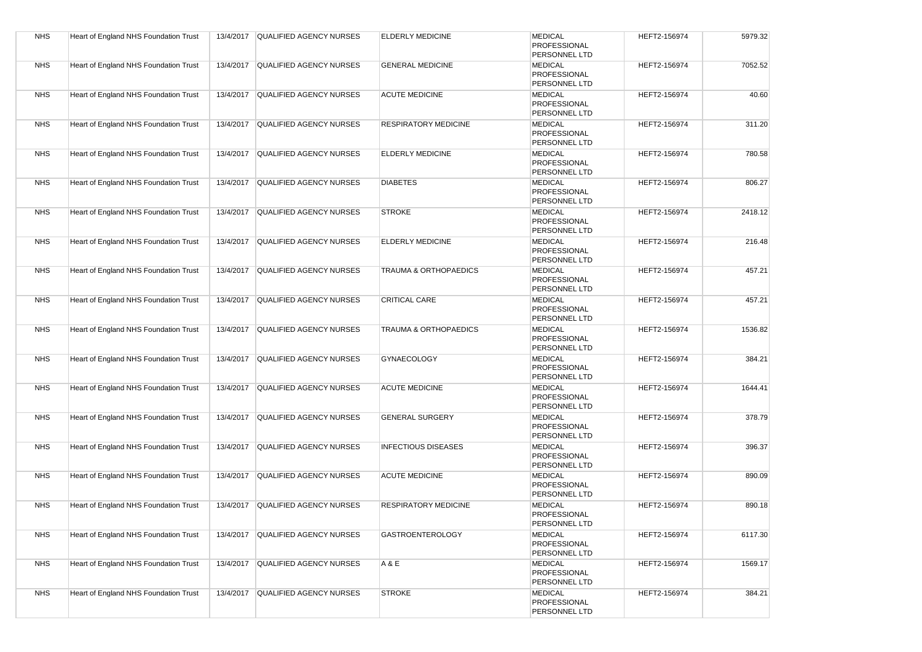| NHS | Heart of England NHS Foundation Trust | 13/4/2017 | QUALIFIED AGENCY NURSES | ELDERLY MEDICINE | MEDICAL PROFESSIONAL PERSONNEL LTD | HEFT2-156974 | 5979.32 |
|---|---|---|---|---|---|---|---|
| NHS | Heart of England NHS Foundation Trust | 13/4/2017 | QUALIFIED AGENCY NURSES | GENERAL MEDICINE | MEDICAL PROFESSIONAL PERSONNEL LTD | HEFT2-156974 | 7052.52 |
| NHS | Heart of England NHS Foundation Trust | 13/4/2017 | QUALIFIED AGENCY NURSES | ACUTE MEDICINE | MEDICAL PROFESSIONAL PERSONNEL LTD | HEFT2-156974 | 40.60 |
| NHS | Heart of England NHS Foundation Trust | 13/4/2017 | QUALIFIED AGENCY NURSES | RESPIRATORY MEDICINE | MEDICAL PROFESSIONAL PERSONNEL LTD | HEFT2-156974 | 311.20 |
| NHS | Heart of England NHS Foundation Trust | 13/4/2017 | QUALIFIED AGENCY NURSES | ELDERLY MEDICINE | MEDICAL PROFESSIONAL PERSONNEL LTD | HEFT2-156974 | 780.58 |
| NHS | Heart of England NHS Foundation Trust | 13/4/2017 | QUALIFIED AGENCY NURSES | DIABETES | MEDICAL PROFESSIONAL PERSONNEL LTD | HEFT2-156974 | 806.27 |
| NHS | Heart of England NHS Foundation Trust | 13/4/2017 | QUALIFIED AGENCY NURSES | STROKE | MEDICAL PROFESSIONAL PERSONNEL LTD | HEFT2-156974 | 2418.12 |
| NHS | Heart of England NHS Foundation Trust | 13/4/2017 | QUALIFIED AGENCY NURSES | ELDERLY MEDICINE | MEDICAL PROFESSIONAL PERSONNEL LTD | HEFT2-156974 | 216.48 |
| NHS | Heart of England NHS Foundation Trust | 13/4/2017 | QUALIFIED AGENCY NURSES | TRAUMA & ORTHOPAEDICS | MEDICAL PROFESSIONAL PERSONNEL LTD | HEFT2-156974 | 457.21 |
| NHS | Heart of England NHS Foundation Trust | 13/4/2017 | QUALIFIED AGENCY NURSES | CRITICAL CARE | MEDICAL PROFESSIONAL PERSONNEL LTD | HEFT2-156974 | 457.21 |
| NHS | Heart of England NHS Foundation Trust | 13/4/2017 | QUALIFIED AGENCY NURSES | TRAUMA & ORTHOPAEDICS | MEDICAL PROFESSIONAL PERSONNEL LTD | HEFT2-156974 | 1536.82 |
| NHS | Heart of England NHS Foundation Trust | 13/4/2017 | QUALIFIED AGENCY NURSES | GYNAECOLOGY | MEDICAL PROFESSIONAL PERSONNEL LTD | HEFT2-156974 | 384.21 |
| NHS | Heart of England NHS Foundation Trust | 13/4/2017 | QUALIFIED AGENCY NURSES | ACUTE MEDICINE | MEDICAL PROFESSIONAL PERSONNEL LTD | HEFT2-156974 | 1644.41 |
| NHS | Heart of England NHS Foundation Trust | 13/4/2017 | QUALIFIED AGENCY NURSES | GENERAL SURGERY | MEDICAL PROFESSIONAL PERSONNEL LTD | HEFT2-156974 | 378.79 |
| NHS | Heart of England NHS Foundation Trust | 13/4/2017 | QUALIFIED AGENCY NURSES | INFECTIOUS DISEASES | MEDICAL PROFESSIONAL PERSONNEL LTD | HEFT2-156974 | 396.37 |
| NHS | Heart of England NHS Foundation Trust | 13/4/2017 | QUALIFIED AGENCY NURSES | ACUTE MEDICINE | MEDICAL PROFESSIONAL PERSONNEL LTD | HEFT2-156974 | 890.09 |
| NHS | Heart of England NHS Foundation Trust | 13/4/2017 | QUALIFIED AGENCY NURSES | RESPIRATORY MEDICINE | MEDICAL PROFESSIONAL PERSONNEL LTD | HEFT2-156974 | 890.18 |
| NHS | Heart of England NHS Foundation Trust | 13/4/2017 | QUALIFIED AGENCY NURSES | GASTROENTEROLOGY | MEDICAL PROFESSIONAL PERSONNEL LTD | HEFT2-156974 | 6117.30 |
| NHS | Heart of England NHS Foundation Trust | 13/4/2017 | QUALIFIED AGENCY NURSES | A & E | MEDICAL PROFESSIONAL PERSONNEL LTD | HEFT2-156974 | 1569.17 |
| NHS | Heart of England NHS Foundation Trust | 13/4/2017 | QUALIFIED AGENCY NURSES | STROKE | MEDICAL PROFESSIONAL PERSONNEL LTD | HEFT2-156974 | 384.21 |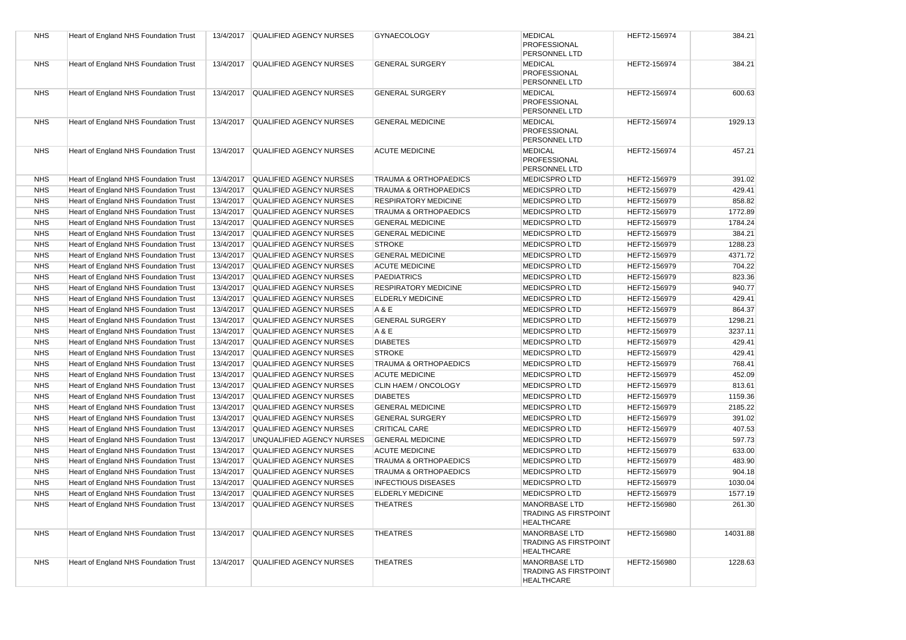| NHS | Heart of England NHS Foundation Trust | 13/4/2017 | QUALIFIED AGENCY NURSES | GYNAECOLOGY | MEDICAL PROFESSIONAL PERSONNEL LTD | HEFT2-156974 | 384.21 |
|---|---|---|---|---|---|---|---|
| NHS | Heart of England NHS Foundation Trust | 13/4/2017 | QUALIFIED AGENCY NURSES | GENERAL SURGERY | MEDICAL PROFESSIONAL PERSONNEL LTD | HEFT2-156974 | 384.21 |
| NHS | Heart of England NHS Foundation Trust | 13/4/2017 | QUALIFIED AGENCY NURSES | GENERAL SURGERY | MEDICAL PROFESSIONAL PERSONNEL LTD | HEFT2-156974 | 600.63 |
| NHS | Heart of England NHS Foundation Trust | 13/4/2017 | QUALIFIED AGENCY NURSES | GENERAL MEDICINE | MEDICAL PROFESSIONAL PERSONNEL LTD | HEFT2-156974 | 1929.13 |
| NHS | Heart of England NHS Foundation Trust | 13/4/2017 | QUALIFIED AGENCY NURSES | ACUTE MEDICINE | MEDICAL PROFESSIONAL PERSONNEL LTD | HEFT2-156974 | 457.21 |
| NHS | Heart of England NHS Foundation Trust | 13/4/2017 | QUALIFIED AGENCY NURSES | TRAUMA & ORTHOPAEDICS | MEDICSPRO LTD | HEFT2-156979 | 391.02 |
| NHS | Heart of England NHS Foundation Trust | 13/4/2017 | QUALIFIED AGENCY NURSES | TRAUMA & ORTHOPAEDICS | MEDICSPRO LTD | HEFT2-156979 | 429.41 |
| NHS | Heart of England NHS Foundation Trust | 13/4/2017 | QUALIFIED AGENCY NURSES | RESPIRATORY MEDICINE | MEDICSPRO LTD | HEFT2-156979 | 858.82 |
| NHS | Heart of England NHS Foundation Trust | 13/4/2017 | QUALIFIED AGENCY NURSES | TRAUMA & ORTHOPAEDICS | MEDICSPRO LTD | HEFT2-156979 | 1772.89 |
| NHS | Heart of England NHS Foundation Trust | 13/4/2017 | QUALIFIED AGENCY NURSES | GENERAL MEDICINE | MEDICSPRO LTD | HEFT2-156979 | 1784.24 |
| NHS | Heart of England NHS Foundation Trust | 13/4/2017 | QUALIFIED AGENCY NURSES | GENERAL MEDICINE | MEDICSPRO LTD | HEFT2-156979 | 384.21 |
| NHS | Heart of England NHS Foundation Trust | 13/4/2017 | QUALIFIED AGENCY NURSES | STROKE | MEDICSPRO LTD | HEFT2-156979 | 1288.23 |
| NHS | Heart of England NHS Foundation Trust | 13/4/2017 | QUALIFIED AGENCY NURSES | GENERAL MEDICINE | MEDICSPRO LTD | HEFT2-156979 | 4371.72 |
| NHS | Heart of England NHS Foundation Trust | 13/4/2017 | QUALIFIED AGENCY NURSES | ACUTE MEDICINE | MEDICSPRO LTD | HEFT2-156979 | 704.22 |
| NHS | Heart of England NHS Foundation Trust | 13/4/2017 | QUALIFIED AGENCY NURSES | PAEDIATRICS | MEDICSPRO LTD | HEFT2-156979 | 823.36 |
| NHS | Heart of England NHS Foundation Trust | 13/4/2017 | QUALIFIED AGENCY NURSES | RESPIRATORY MEDICINE | MEDICSPRO LTD | HEFT2-156979 | 940.77 |
| NHS | Heart of England NHS Foundation Trust | 13/4/2017 | QUALIFIED AGENCY NURSES | ELDERLY MEDICINE | MEDICSPRO LTD | HEFT2-156979 | 429.41 |
| NHS | Heart of England NHS Foundation Trust | 13/4/2017 | QUALIFIED AGENCY NURSES | A & E | MEDICSPRO LTD | HEFT2-156979 | 864.37 |
| NHS | Heart of England NHS Foundation Trust | 13/4/2017 | QUALIFIED AGENCY NURSES | GENERAL SURGERY | MEDICSPRO LTD | HEFT2-156979 | 1298.21 |
| NHS | Heart of England NHS Foundation Trust | 13/4/2017 | QUALIFIED AGENCY NURSES | A & E | MEDICSPRO LTD | HEFT2-156979 | 3237.11 |
| NHS | Heart of England NHS Foundation Trust | 13/4/2017 | QUALIFIED AGENCY NURSES | DIABETES | MEDICSPRO LTD | HEFT2-156979 | 429.41 |
| NHS | Heart of England NHS Foundation Trust | 13/4/2017 | QUALIFIED AGENCY NURSES | STROKE | MEDICSPRO LTD | HEFT2-156979 | 429.41 |
| NHS | Heart of England NHS Foundation Trust | 13/4/2017 | QUALIFIED AGENCY NURSES | TRAUMA & ORTHOPAEDICS | MEDICSPRO LTD | HEFT2-156979 | 768.41 |
| NHS | Heart of England NHS Foundation Trust | 13/4/2017 | QUALIFIED AGENCY NURSES | ACUTE MEDICINE | MEDICSPRO LTD | HEFT2-156979 | 452.09 |
| NHS | Heart of England NHS Foundation Trust | 13/4/2017 | QUALIFIED AGENCY NURSES | CLIN HAEM / ONCOLOGY | MEDICSPRO LTD | HEFT2-156979 | 813.61 |
| NHS | Heart of England NHS Foundation Trust | 13/4/2017 | QUALIFIED AGENCY NURSES | DIABETES | MEDICSPRO LTD | HEFT2-156979 | 1159.36 |
| NHS | Heart of England NHS Foundation Trust | 13/4/2017 | QUALIFIED AGENCY NURSES | GENERAL MEDICINE | MEDICSPRO LTD | HEFT2-156979 | 2185.22 |
| NHS | Heart of England NHS Foundation Trust | 13/4/2017 | QUALIFIED AGENCY NURSES | GENERAL SURGERY | MEDICSPRO LTD | HEFT2-156979 | 391.02 |
| NHS | Heart of England NHS Foundation Trust | 13/4/2017 | QUALIFIED AGENCY NURSES | CRITICAL CARE | MEDICSPRO LTD | HEFT2-156979 | 407.53 |
| NHS | Heart of England NHS Foundation Trust | 13/4/2017 | UNQUALIFIED AGENCY NURSES | GENERAL MEDICINE | MEDICSPRO LTD | HEFT2-156979 | 597.73 |
| NHS | Heart of England NHS Foundation Trust | 13/4/2017 | QUALIFIED AGENCY NURSES | ACUTE MEDICINE | MEDICSPRO LTD | HEFT2-156979 | 633.00 |
| NHS | Heart of England NHS Foundation Trust | 13/4/2017 | QUALIFIED AGENCY NURSES | TRAUMA & ORTHOPAEDICS | MEDICSPRO LTD | HEFT2-156979 | 483.90 |
| NHS | Heart of England NHS Foundation Trust | 13/4/2017 | QUALIFIED AGENCY NURSES | TRAUMA & ORTHOPAEDICS | MEDICSPRO LTD | HEFT2-156979 | 904.18 |
| NHS | Heart of England NHS Foundation Trust | 13/4/2017 | QUALIFIED AGENCY NURSES | INFECTIOUS DISEASES | MEDICSPRO LTD | HEFT2-156979 | 1030.04 |
| NHS | Heart of England NHS Foundation Trust | 13/4/2017 | QUALIFIED AGENCY NURSES | ELDERLY MEDICINE | MEDICSPRO LTD | HEFT2-156979 | 1577.19 |
| NHS | Heart of England NHS Foundation Trust | 13/4/2017 | QUALIFIED AGENCY NURSES | THEATRES | MANORBASE LTD TRADING AS FIRSTPOINT HEALTHCARE | HEFT2-156980 | 261.30 |
| NHS | Heart of England NHS Foundation Trust | 13/4/2017 | QUALIFIED AGENCY NURSES | THEATRES | MANORBASE LTD TRADING AS FIRSTPOINT HEALTHCARE | HEFT2-156980 | 14031.88 |
| NHS | Heart of England NHS Foundation Trust | 13/4/2017 | QUALIFIED AGENCY NURSES | THEATRES | MANORBASE LTD TRADING AS FIRSTPOINT HEALTHCARE | HEFT2-156980 | 1228.63 |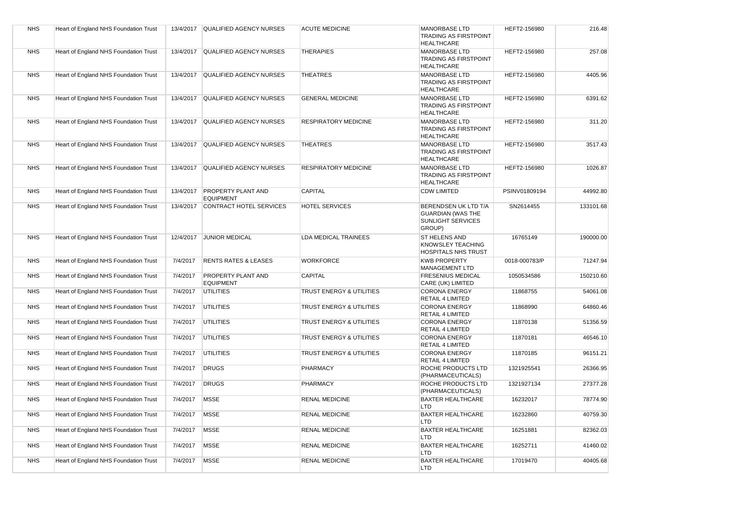| NHS | Heart of England NHS Foundation Trust | 13/4/2017 | QUALIFIED AGENCY NURSES | ACUTE MEDICINE | MANORBASE LTD TRADING AS FIRSTPOINT HEALTHCARE | HEFT2-156980 | 216.48 |
|---|---|---|---|---|---|---|---|
| NHS | Heart of England NHS Foundation Trust | 13/4/2017 | QUALIFIED AGENCY NURSES | THERAPIES | MANORBASE LTD TRADING AS FIRSTPOINT HEALTHCARE | HEFT2-156980 | 257.08 |
| NHS | Heart of England NHS Foundation Trust | 13/4/2017 | QUALIFIED AGENCY NURSES | THEATRES | MANORBASE LTD TRADING AS FIRSTPOINT HEALTHCARE | HEFT2-156980 | 4405.96 |
| NHS | Heart of England NHS Foundation Trust | 13/4/2017 | QUALIFIED AGENCY NURSES | GENERAL MEDICINE | MANORBASE LTD TRADING AS FIRSTPOINT HEALTHCARE | HEFT2-156980 | 6391.62 |
| NHS | Heart of England NHS Foundation Trust | 13/4/2017 | QUALIFIED AGENCY NURSES | RESPIRATORY MEDICINE | MANORBASE LTD TRADING AS FIRSTPOINT HEALTHCARE | HEFT2-156980 | 311.20 |
| NHS | Heart of England NHS Foundation Trust | 13/4/2017 | QUALIFIED AGENCY NURSES | THEATRES | MANORBASE LTD TRADING AS FIRSTPOINT HEALTHCARE | HEFT2-156980 | 3517.43 |
| NHS | Heart of England NHS Foundation Trust | 13/4/2017 | QUALIFIED AGENCY NURSES | RESPIRATORY MEDICINE | MANORBASE LTD TRADING AS FIRSTPOINT HEALTHCARE | HEFT2-156980 | 1026.87 |
| NHS | Heart of England NHS Foundation Trust | 13/4/2017 | PROPERTY PLANT AND EQUIPMENT | CAPITAL | CDW LIMITED | PSINV01809194 | 44992.80 |
| NHS | Heart of England NHS Foundation Trust | 13/4/2017 | CONTRACT HOTEL SERVICES | HOTEL SERVICES | BERENDSEN UK LTD T/A GUARDIAN (WAS THE SUNLIGHT SERVICES GROUP) | SN2614455 | 133101.68 |
| NHS | Heart of England NHS Foundation Trust | 12/4/2017 | JUNIOR MEDICAL | LDA MEDICAL TRAINEES | ST HELENS AND KNOWSLEY TEACHING HOSPITALS NHS TRUST | 16765149 | 190000.00 |
| NHS | Heart of England NHS Foundation Trust | 7/4/2017 | RENTS RATES & LEASES | WORKFORCE | KWB PROPERTY MANAGEMENT LTD | 0018-000783/P | 71247.94 |
| NHS | Heart of England NHS Foundation Trust | 7/4/2017 | PROPERTY PLANT AND EQUIPMENT | CAPITAL | FRESENIUS MEDICAL CARE (UK) LIMITED | 1050534586 | 150210.60 |
| NHS | Heart of England NHS Foundation Trust | 7/4/2017 | UTILITIES | TRUST ENERGY & UTILITIES | CORONA ENERGY RETAIL 4 LIMITED | 11868755 | 54061.08 |
| NHS | Heart of England NHS Foundation Trust | 7/4/2017 | UTILITIES | TRUST ENERGY & UTILITIES | CORONA ENERGY RETAIL 4 LIMITED | 11868990 | 64860.46 |
| NHS | Heart of England NHS Foundation Trust | 7/4/2017 | UTILITIES | TRUST ENERGY & UTILITIES | CORONA ENERGY RETAIL 4 LIMITED | 11870138 | 51356.59 |
| NHS | Heart of England NHS Foundation Trust | 7/4/2017 | UTILITIES | TRUST ENERGY & UTILITIES | CORONA ENERGY RETAIL 4 LIMITED | 11870181 | 46546.10 |
| NHS | Heart of England NHS Foundation Trust | 7/4/2017 | UTILITIES | TRUST ENERGY & UTILITIES | CORONA ENERGY RETAIL 4 LIMITED | 11870185 | 96151.21 |
| NHS | Heart of England NHS Foundation Trust | 7/4/2017 | DRUGS | PHARMACY | ROCHE PRODUCTS LTD (PHARMACEUTICALS) | 1321925541 | 26366.95 |
| NHS | Heart of England NHS Foundation Trust | 7/4/2017 | DRUGS | PHARMACY | ROCHE PRODUCTS LTD (PHARMACEUTICALS) | 1321927134 | 27377.28 |
| NHS | Heart of England NHS Foundation Trust | 7/4/2017 | MSSE | RENAL MEDICINE | BAXTER HEALTHCARE LTD | 16232017 | 78774.90 |
| NHS | Heart of England NHS Foundation Trust | 7/4/2017 | MSSE | RENAL MEDICINE | BAXTER HEALTHCARE LTD | 16232860 | 40759.30 |
| NHS | Heart of England NHS Foundation Trust | 7/4/2017 | MSSE | RENAL MEDICINE | BAXTER HEALTHCARE LTD | 16251881 | 82362.03 |
| NHS | Heart of England NHS Foundation Trust | 7/4/2017 | MSSE | RENAL MEDICINE | BAXTER HEALTHCARE LTD | 16252711 | 41460.02 |
| NHS | Heart of England NHS Foundation Trust | 7/4/2017 | MSSE | RENAL MEDICINE | BAXTER HEALTHCARE LTD | 17019470 | 40405.68 |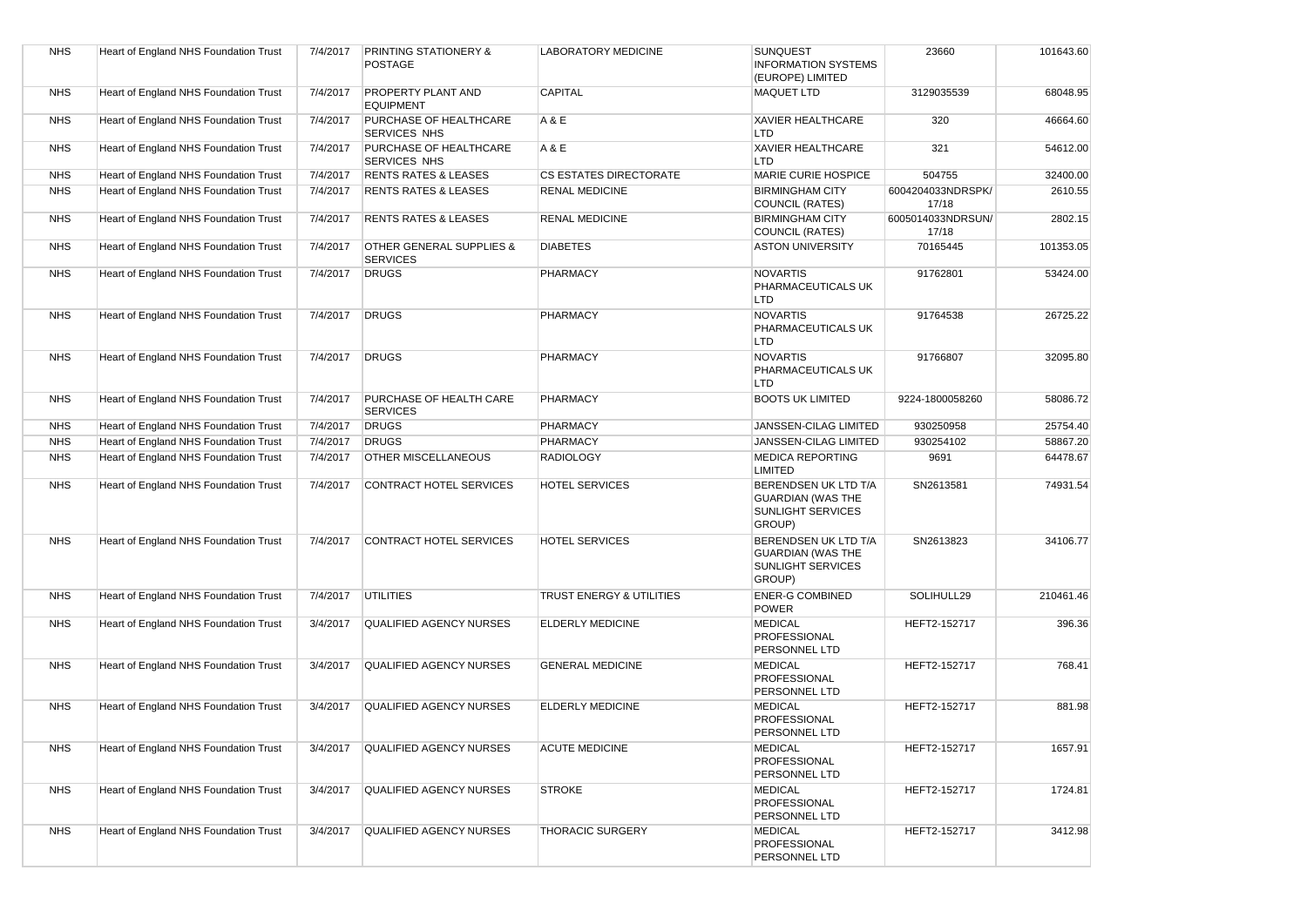| NHS | Heart of England NHS Foundation Trust | 7/4/2017 | PRINTING STATIONERY & POSTAGE | LABORATORY MEDICINE | SUNQUEST INFORMATION SYSTEMS (EUROPE) LIMITED | 23660 | 101643.60 |
|---|---|---|---|---|---|---|---|
| NHS | Heart of England NHS Foundation Trust | 7/4/2017 | PROPERTY PLANT AND EQUIPMENT | CAPITAL | MAQUET LTD | 3129035539 | 68048.95 |
| NHS | Heart of England NHS Foundation Trust | 7/4/2017 | PURCHASE OF HEALTHCARE SERVICES NHS | A & E | XAVIER HEALTHCARE LTD | 320 | 46664.60 |
| NHS | Heart of England NHS Foundation Trust | 7/4/2017 | PURCHASE OF HEALTHCARE SERVICES NHS | A & E | XAVIER HEALTHCARE LTD | 321 | 54612.00 |
| NHS | Heart of England NHS Foundation Trust | 7/4/2017 | RENTS RATES & LEASES | CS ESTATES DIRECTORATE | MARIE CURIE HOSPICE | 504755 | 32400.00 |
| NHS | Heart of England NHS Foundation Trust | 7/4/2017 | RENTS RATES & LEASES | RENAL MEDICINE | BIRMINGHAM CITY COUNCIL (RATES) | 6004204033NDRSPK/ 17/18 | 2610.55 |
| NHS | Heart of England NHS Foundation Trust | 7/4/2017 | RENTS RATES & LEASES | RENAL MEDICINE | BIRMINGHAM CITY COUNCIL (RATES) | 6005014033NDRSUN/ 17/18 | 2802.15 |
| NHS | Heart of England NHS Foundation Trust | 7/4/2017 | OTHER GENERAL SUPPLIES & SERVICES | DIABETES | ASTON UNIVERSITY | 70165445 | 101353.05 |
| NHS | Heart of England NHS Foundation Trust | 7/4/2017 | DRUGS | PHARMACY | NOVARTIS PHARMACEUTICALS UK LTD | 91762801 | 53424.00 |
| NHS | Heart of England NHS Foundation Trust | 7/4/2017 | DRUGS | PHARMACY | NOVARTIS PHARMACEUTICALS UK LTD | 91764538 | 26725.22 |
| NHS | Heart of England NHS Foundation Trust | 7/4/2017 | DRUGS | PHARMACY | NOVARTIS PHARMACEUTICALS UK LTD | 91766807 | 32095.80 |
| NHS | Heart of England NHS Foundation Trust | 7/4/2017 | PURCHASE OF HEALTH CARE SERVICES | PHARMACY | BOOTS UK LIMITED | 9224-1800058260 | 58086.72 |
| NHS | Heart of England NHS Foundation Trust | 7/4/2017 | DRUGS | PHARMACY | JANSSEN-CILAG LIMITED | 930250958 | 25754.40 |
| NHS | Heart of England NHS Foundation Trust | 7/4/2017 | DRUGS | PHARMACY | JANSSEN-CILAG LIMITED | 930254102 | 58867.20 |
| NHS | Heart of England NHS Foundation Trust | 7/4/2017 | OTHER MISCELLANEOUS | RADIOLOGY | MEDICA REPORTING LIMITED | 9691 | 64478.67 |
| NHS | Heart of England NHS Foundation Trust | 7/4/2017 | CONTRACT HOTEL SERVICES | HOTEL SERVICES | BERENDSEN UK LTD T/A GUARDIAN (WAS THE SUNLIGHT SERVICES GROUP) | SN2613581 | 74931.54 |
| NHS | Heart of England NHS Foundation Trust | 7/4/2017 | CONTRACT HOTEL SERVICES | HOTEL SERVICES | BERENDSEN UK LTD T/A GUARDIAN (WAS THE SUNLIGHT SERVICES GROUP) | SN2613823 | 34106.77 |
| NHS | Heart of England NHS Foundation Trust | 7/4/2017 | UTILITIES | TRUST ENERGY & UTILITIES | ENER-G COMBINED POWER | SOLIHULL29 | 210461.46 |
| NHS | Heart of England NHS Foundation Trust | 3/4/2017 | QUALIFIED AGENCY NURSES | ELDERLY MEDICINE | MEDICAL PROFESSIONAL PERSONNEL LTD | HEFT2-152717 | 396.36 |
| NHS | Heart of England NHS Foundation Trust | 3/4/2017 | QUALIFIED AGENCY NURSES | GENERAL MEDICINE | MEDICAL PROFESSIONAL PERSONNEL LTD | HEFT2-152717 | 768.41 |
| NHS | Heart of England NHS Foundation Trust | 3/4/2017 | QUALIFIED AGENCY NURSES | ELDERLY MEDICINE | MEDICAL PROFESSIONAL PERSONNEL LTD | HEFT2-152717 | 881.98 |
| NHS | Heart of England NHS Foundation Trust | 3/4/2017 | QUALIFIED AGENCY NURSES | ACUTE MEDICINE | MEDICAL PROFESSIONAL PERSONNEL LTD | HEFT2-152717 | 1657.91 |
| NHS | Heart of England NHS Foundation Trust | 3/4/2017 | QUALIFIED AGENCY NURSES | STROKE | MEDICAL PROFESSIONAL PERSONNEL LTD | HEFT2-152717 | 1724.81 |
| NHS | Heart of England NHS Foundation Trust | 3/4/2017 | QUALIFIED AGENCY NURSES | THORACIC SURGERY | MEDICAL PROFESSIONAL PERSONNEL LTD | HEFT2-152717 | 3412.98 |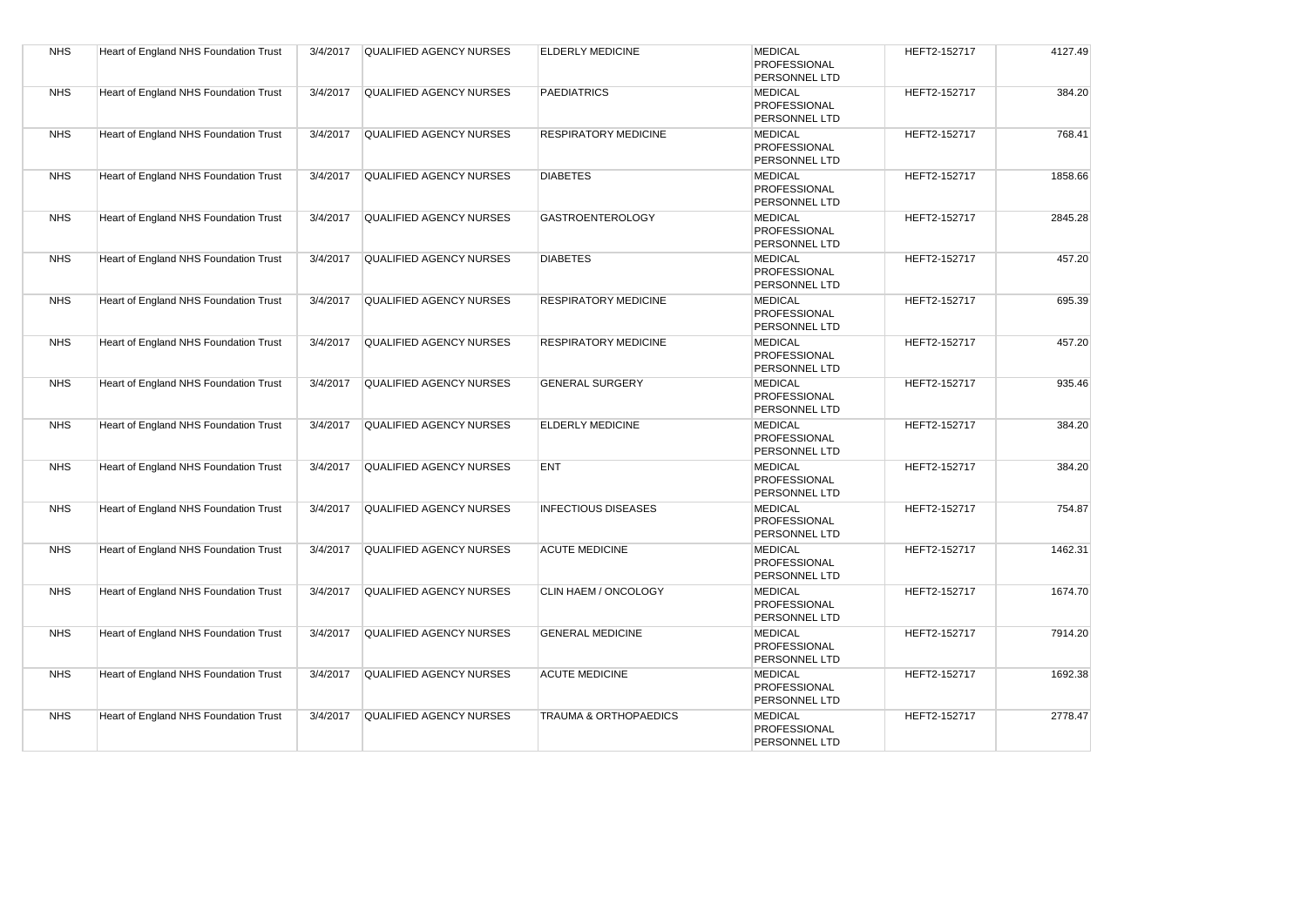| | | | | | | | |
|---|---|---|---|---|---|---|---|
| NHS | Heart of England NHS Foundation Trust | 3/4/2017 | QUALIFIED AGENCY NURSES | ELDERLY MEDICINE | MEDICAL PROFESSIONAL PERSONNEL LTD | HEFT2-152717 | 4127.49 |
| NHS | Heart of England NHS Foundation Trust | 3/4/2017 | QUALIFIED AGENCY NURSES | PAEDIATRICS | MEDICAL PROFESSIONAL PERSONNEL LTD | HEFT2-152717 | 384.20 |
| NHS | Heart of England NHS Foundation Trust | 3/4/2017 | QUALIFIED AGENCY NURSES | RESPIRATORY MEDICINE | MEDICAL PROFESSIONAL PERSONNEL LTD | HEFT2-152717 | 768.41 |
| NHS | Heart of England NHS Foundation Trust | 3/4/2017 | QUALIFIED AGENCY NURSES | DIABETES | MEDICAL PROFESSIONAL PERSONNEL LTD | HEFT2-152717 | 1858.66 |
| NHS | Heart of England NHS Foundation Trust | 3/4/2017 | QUALIFIED AGENCY NURSES | GASTROENTEROLOGY | MEDICAL PROFESSIONAL PERSONNEL LTD | HEFT2-152717 | 2845.28 |
| NHS | Heart of England NHS Foundation Trust | 3/4/2017 | QUALIFIED AGENCY NURSES | DIABETES | MEDICAL PROFESSIONAL PERSONNEL LTD | HEFT2-152717 | 457.20 |
| NHS | Heart of England NHS Foundation Trust | 3/4/2017 | QUALIFIED AGENCY NURSES | RESPIRATORY MEDICINE | MEDICAL PROFESSIONAL PERSONNEL LTD | HEFT2-152717 | 695.39 |
| NHS | Heart of England NHS Foundation Trust | 3/4/2017 | QUALIFIED AGENCY NURSES | RESPIRATORY MEDICINE | MEDICAL PROFESSIONAL PERSONNEL LTD | HEFT2-152717 | 457.20 |
| NHS | Heart of England NHS Foundation Trust | 3/4/2017 | QUALIFIED AGENCY NURSES | GENERAL SURGERY | MEDICAL PROFESSIONAL PERSONNEL LTD | HEFT2-152717 | 935.46 |
| NHS | Heart of England NHS Foundation Trust | 3/4/2017 | QUALIFIED AGENCY NURSES | ELDERLY MEDICINE | MEDICAL PROFESSIONAL PERSONNEL LTD | HEFT2-152717 | 384.20 |
| NHS | Heart of England NHS Foundation Trust | 3/4/2017 | QUALIFIED AGENCY NURSES | ENT | MEDICAL PROFESSIONAL PERSONNEL LTD | HEFT2-152717 | 384.20 |
| NHS | Heart of England NHS Foundation Trust | 3/4/2017 | QUALIFIED AGENCY NURSES | INFECTIOUS DISEASES | MEDICAL PROFESSIONAL PERSONNEL LTD | HEFT2-152717 | 754.87 |
| NHS | Heart of England NHS Foundation Trust | 3/4/2017 | QUALIFIED AGENCY NURSES | ACUTE MEDICINE | MEDICAL PROFESSIONAL PERSONNEL LTD | HEFT2-152717 | 1462.31 |
| NHS | Heart of England NHS Foundation Trust | 3/4/2017 | QUALIFIED AGENCY NURSES | CLIN HAEM / ONCOLOGY | MEDICAL PROFESSIONAL PERSONNEL LTD | HEFT2-152717 | 1674.70 |
| NHS | Heart of England NHS Foundation Trust | 3/4/2017 | QUALIFIED AGENCY NURSES | GENERAL MEDICINE | MEDICAL PROFESSIONAL PERSONNEL LTD | HEFT2-152717 | 7914.20 |
| NHS | Heart of England NHS Foundation Trust | 3/4/2017 | QUALIFIED AGENCY NURSES | ACUTE MEDICINE | MEDICAL PROFESSIONAL PERSONNEL LTD | HEFT2-152717 | 1692.38 |
| NHS | Heart of England NHS Foundation Trust | 3/4/2017 | QUALIFIED AGENCY NURSES | TRAUMA & ORTHOPAEDICS | MEDICAL PROFESSIONAL PERSONNEL LTD | HEFT2-152717 | 2778.47 |